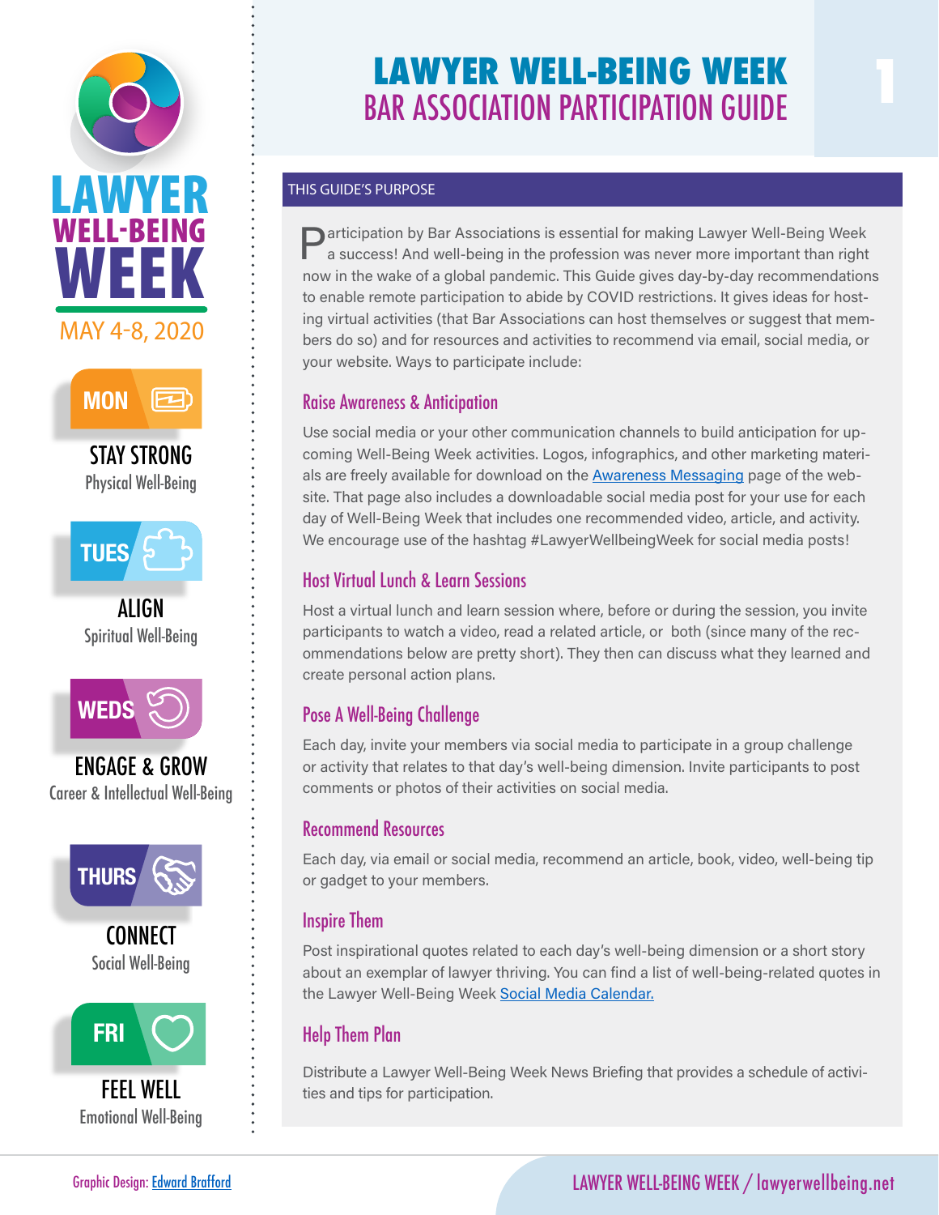# LAWYER WELL-BEING WEEK

## BAR ASSOCIATION PARTICIPATION GUIDE

**LAWYER WELL-BEING WEEK**

MAY 4-8, 2020

**MON** — STAY STRONG — Physical Well-Being

**TUES** — ALIGN — Spiritual Well-Being

**WEDS** — ENGAGE & GROW — Career & Intellectual Well-Being

**THURS** — CONNECT — Social Well-Being

**FRI** — FEEL WELL — Emotional Well-Being

### THIS GUIDE'S PURPOSE

Participation by Bar Associations is essential for making Lawyer Well-Being Week a success! And well-being in the profession was never more important than right now in the wake of a global pandemic. This Guide gives day-by-day recommendations to enable remote participation to abide by COVID restrictions. It gives ideas for hosting virtual activities (that Bar Associations can host themselves or suggest that members do so) and for resources and activities to recommend via email, social media, or your website. Ways to participate include:

### Raise Awareness & Anticipation

Use social media or your other communication channels to build anticipation for upcoming Well-Being Week activities. Logos, infographics, and other marketing materials are freely available for download on the Awareness Messaging page of the website. That page also includes a downloadable social media post for your use for each day of Well-Being Week that includes one recommended video, article, and activity. We encourage use of the hashtag #LawyerWellbeingWeek for social media posts!

### Host Virtual Lunch & Learn Sessions

Host a virtual lunch and learn session where, before or during the session, you invite participants to watch a video, read a related article, or both (since many of the recommendations below are pretty short). They then can discuss what they learned and create personal action plans.

### Pose A Well-Being Challenge

Each day, invite your members via social media to participate in a group challenge or activity that relates to that day's well-being dimension. Invite participants to post comments or photos of their activities on social media.

### Recommend Resources

Each day, via email or social media, recommend an article, book, video, well-being tip or gadget to your members.

### Inspire Them

Post inspirational quotes related to each day's well-being dimension or a short story about an exemplar of lawyer thriving. You can find a list of well-being-related quotes in the Lawyer Well-Being Week Social Media Calendar.

### Help Them Plan

Distribute a Lawyer Well-Being Week News Briefing that provides a schedule of activities and tips for participation.

Graphic Design: Edward Brafford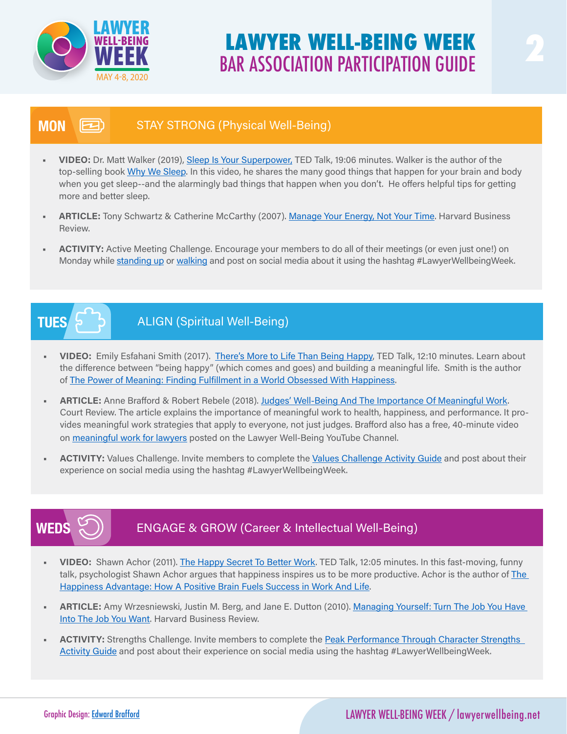# LAWYER WELL-BEING WEEK
## BAR ASSOCIATION PARTICIPATION GUIDE

LAWYER WELL-BEING WEEK MAY 4-8, 2020

## MON — STAY STRONG (Physical Well-Being)

- **VIDEO:** Dr. Matt Walker (2019), Sleep Is Your Superpower, TED Talk, 19:06 minutes. Walker is the author of the top-selling book Why We Sleep. In this video, he shares the many good things that happen for your brain and body when you get sleep--and the alarmingly bad things that happen when you don't. He offers helpful tips for getting more and better sleep.
- **ARTICLE:** Tony Schwartz & Catherine McCarthy (2007). Manage Your Energy, Not Your Time. Harvard Business Review.
- **ACTIVITY:** Active Meeting Challenge. Encourage your members to do all of their meetings (or even just one!) on Monday while standing up or walking and post on social media about it using the hashtag #LawyerWellbeingWeek.

## TUES — ALIGN (Spiritual Well-Being)

- **VIDEO:** Emily Esfahani Smith (2017). There's More to Life Than Being Happy, TED Talk, 12:10 minutes. Learn about the difference between "being happy" (which comes and goes) and building a meaningful life. Smith is the author of The Power of Meaning: Finding Fulfillment in a World Obsessed With Happiness.
- **ARTICLE:** Anne Brafford & Robert Rebele (2018). Judges' Well-Being And The Importance Of Meaningful Work. Court Review. The article explains the importance of meaningful work to health, happiness, and performance. It provides meaningful work strategies that apply to everyone, not just judges. Brafford also has a free, 40-minute video on meaningful work for lawyers posted on the Lawyer Well-Being YouTube Channel.
- **ACTIVITY:** Values Challenge. Invite members to complete the Values Challenge Activity Guide and post about their experience on social media using the hashtag #LawyerWellbeingWeek.

## WEDS — ENGAGE & GROW (Career & Intellectual Well-Being)

- **VIDEO:** Shawn Achor (2011). The Happy Secret To Better Work. TED Talk, 12:05 minutes. In this fast-moving, funny talk, psychologist Shawn Achor argues that happiness inspires us to be more productive. Achor is the author of The Happiness Advantage: How A Positive Brain Fuels Success in Work And Life.
- **ARTICLE:** Amy Wrzesniewski, Justin M. Berg, and Jane E. Dutton (2010). Managing Yourself: Turn The Job You Have Into The Job You Want. Harvard Business Review.
- **ACTIVITY:** Strengths Challenge. Invite members to complete the Peak Performance Through Character Strengths Activity Guide and post about their experience on social media using the hashtag #LawyerWellbeingWeek.

Graphic Design: Edward Brafford

LAWYER WELL-BEING WEEK / lawyerwellbeing.net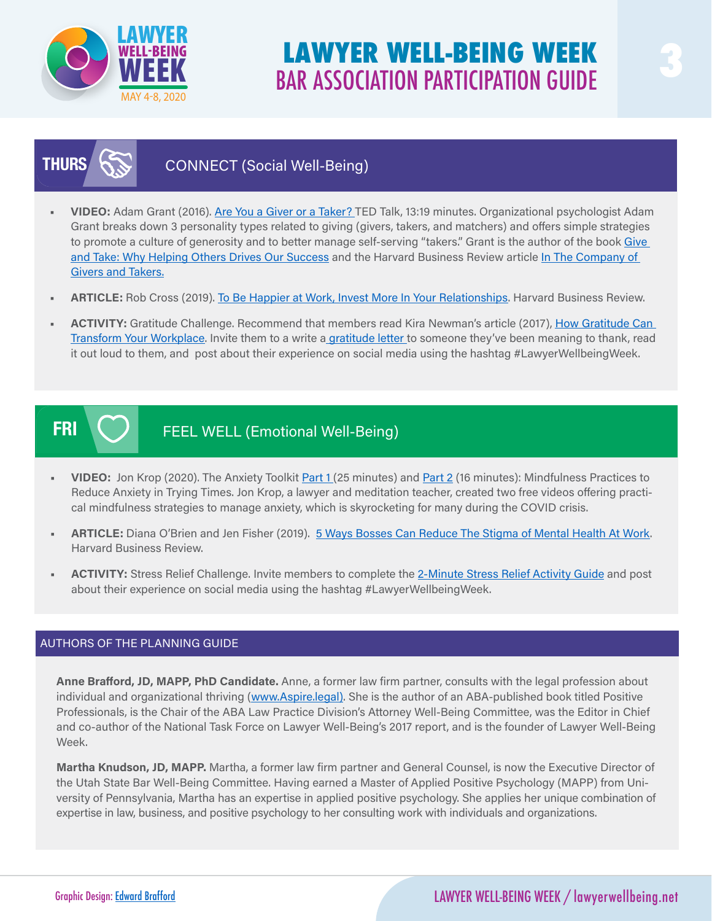# LAWYER WELL-BEING WEEK
## BAR ASSOCIATION PARTICIPATION GUIDE

## THURS — CONNECT (Social Well-Being)

- **VIDEO:** Adam Grant (2016). Are You a Giver or a Taker? TED Talk, 13:19 minutes. Organizational psychologist Adam Grant breaks down 3 personality types related to giving (givers, takers, and matchers) and offers simple strategies to promote a culture of generosity and to better manage self-serving "takers." Grant is the author of the book Give and Take: Why Helping Others Drives Our Success and the Harvard Business Review article In The Company of Givers and Takers.
- **ARTICLE:** Rob Cross (2019). To Be Happier at Work, Invest More In Your Relationships. Harvard Business Review.
- **ACTIVITY:** Gratitude Challenge. Recommend that members read Kira Newman's article (2017), How Gratitude Can Transform Your Workplace. Invite them to a write a gratitude letter to someone they've been meaning to thank, read it out loud to them, and post about their experience on social media using the hashtag #LawyerWellbeingWeek.

## FRI — FEEL WELL (Emotional Well-Being)

- **VIDEO:** Jon Krop (2020). The Anxiety Toolkit Part 1 (25 minutes) and Part 2 (16 minutes): Mindfulness Practices to Reduce Anxiety in Trying Times. Jon Krop, a lawyer and meditation teacher, created two free videos offering practical mindfulness strategies to manage anxiety, which is skyrocketing for many during the COVID crisis.
- **ARTICLE:** Diana O'Brien and Jen Fisher (2019). 5 Ways Bosses Can Reduce The Stigma of Mental Health At Work. Harvard Business Review.
- **ACTIVITY:** Stress Relief Challenge. Invite members to complete the 2-Minute Stress Relief Activity Guide and post about their experience on social media using the hashtag #LawyerWellbeingWeek.

## AUTHORS OF THE PLANNING GUIDE

**Anne Brafford, JD, MAPP, PhD Candidate.** Anne, a former law firm partner, consults with the legal profession about individual and organizational thriving (www.Aspire.legal). She is the author of an ABA-published book titled Positive Professionals, is the Chair of the ABA Law Practice Division's Attorney Well-Being Committee, was the Editor in Chief and co-author of the National Task Force on Lawyer Well-Being's 2017 report, and is the founder of Lawyer Well-Being Week.

**Martha Knudson, JD, MAPP.** Martha, a former law firm partner and General Counsel, is now the Executive Director of the Utah State Bar Well-Being Committee. Having earned a Master of Applied Positive Psychology (MAPP) from University of Pennsylvania, Martha has an expertise in applied positive psychology. She applies her unique combination of expertise in law, business, and positive psychology to her consulting work with individuals and organizations.

Graphic Design: Edward Brafford